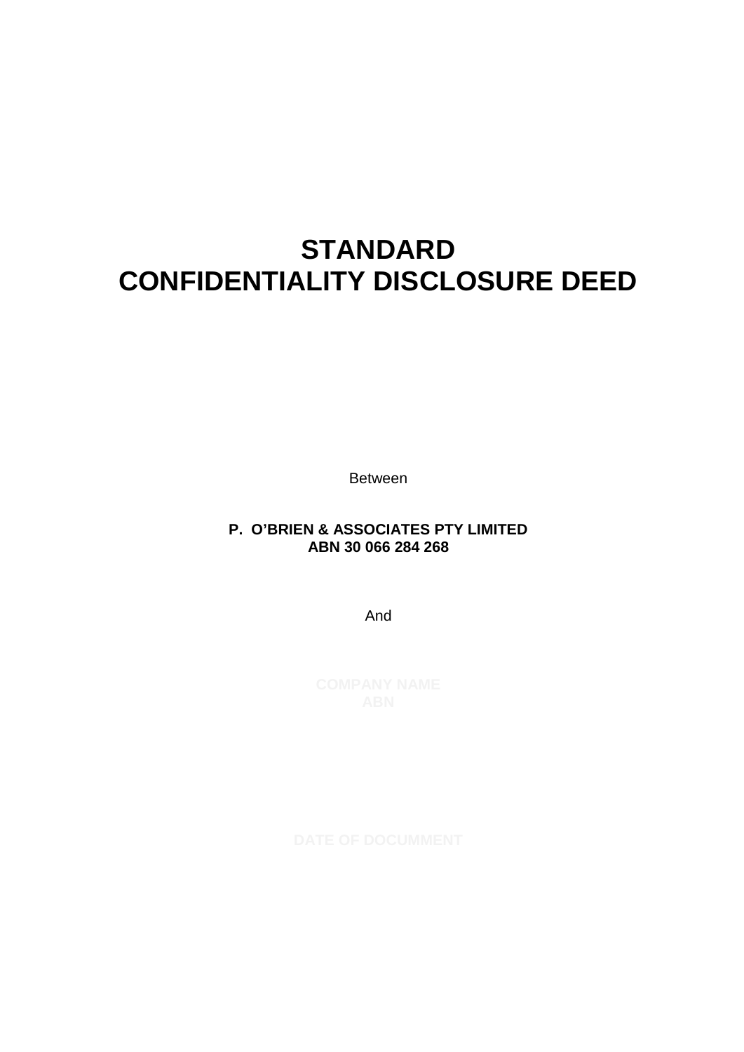# STANDARD CONFIDENTIALITY DISCLOSURE DEED

Between

**P. O'BRIEN & ASSOCIATES PTY LIMITED**
**ABN 30 066 284 268**

And

**COMPANY NAME**
**ABN**

**DATE OF DOCUMMENT**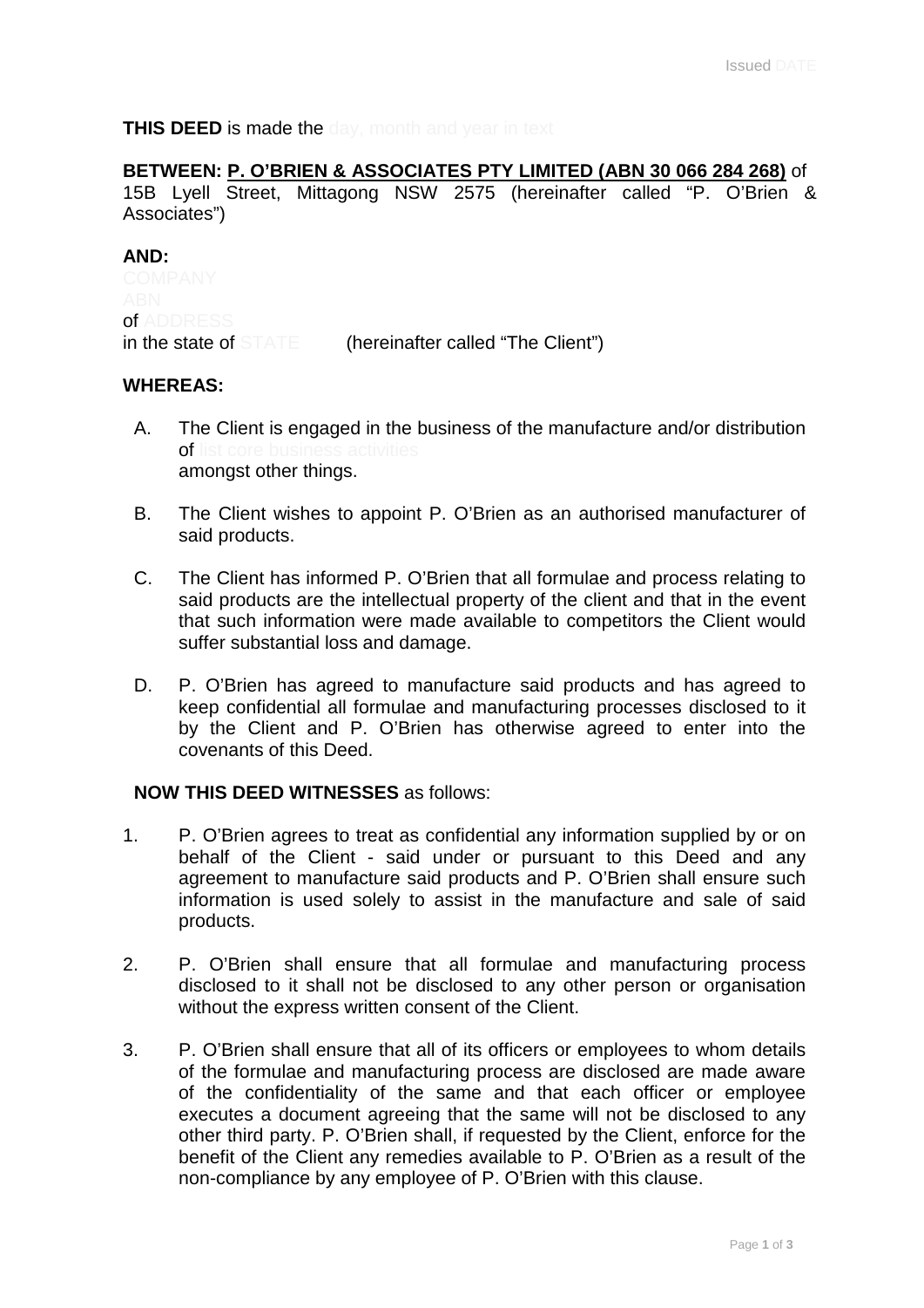THIS DEED is made the day, month and year in text

**BETWEEN: P. O'BRIEN & ASSOCIATES PTY LIMITED (ABN 30 066 284 268)** of 15B Lyell Street, Mittagong NSW 2575 (hereinafter called "P. O'Brien & Associates")

**AND:**
COMPANY
ABN
of ADDRESS
in the state of STATE (hereinafter called "The Client")

**WHEREAS:**

A. The Client is engaged in the business of the manufacture and/or distribution of list core business activities amongst other things.

B. The Client wishes to appoint P. O'Brien as an authorised manufacturer of said products.

C. The Client has informed P. O'Brien that all formulae and process relating to said products are the intellectual property of the client and that in the event that such information were made available to competitors the Client would suffer substantial loss and damage.

D. P. O'Brien has agreed to manufacture said products and has agreed to keep confidential all formulae and manufacturing processes disclosed to it by the Client and P. O'Brien has otherwise agreed to enter into the covenants of this Deed.

**NOW THIS DEED WITNESSES** as follows:

1. P. O'Brien agrees to treat as confidential any information supplied by or on behalf of the Client - said under or pursuant to this Deed and any agreement to manufacture said products and P. O'Brien shall ensure such information is used solely to assist in the manufacture and sale of said products.

2. P. O'Brien shall ensure that all formulae and manufacturing process disclosed to it shall not be disclosed to any other person or organisation without the express written consent of the Client.

3. P. O'Brien shall ensure that all of its officers or employees to whom details of the formulae and manufacturing process are disclosed are made aware of the confidentiality of the same and that each officer or employee executes a document agreeing that the same will not be disclosed to any other third party. P. O'Brien shall, if requested by the Client, enforce for the benefit of the Client any remedies available to P. O'Brien as a result of the non-compliance by any employee of P. O'Brien with this clause.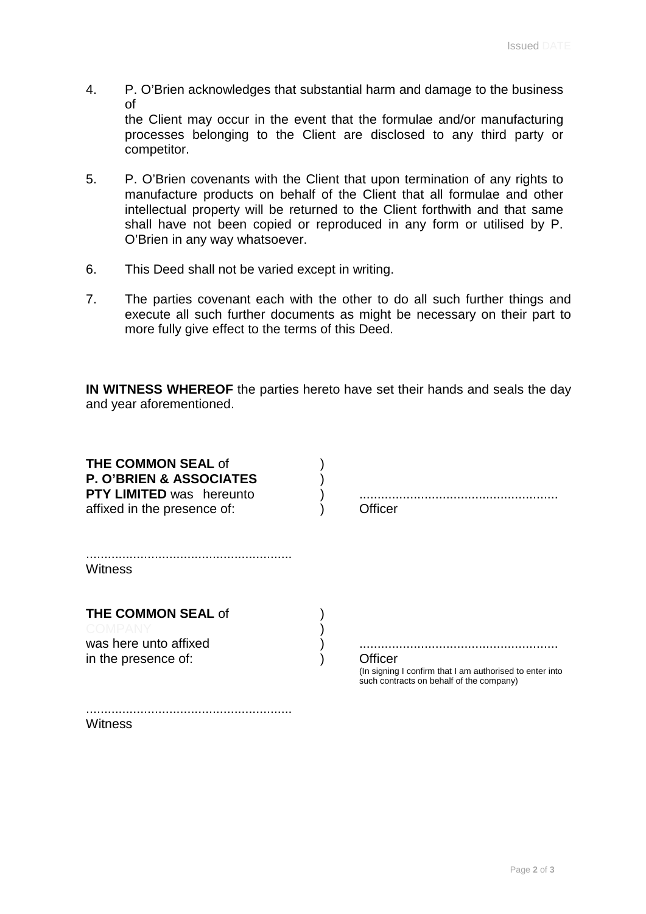4. P. O'Brien acknowledges that substantial harm and damage to the business of
   the Client may occur in the event that the formulae and/or manufacturing processes belonging to the Client are disclosed to any third party or competitor.

5. P. O'Brien covenants with the Client that upon termination of any rights to manufacture products on behalf of the Client that all formulae and other intellectual property will be returned to the Client forthwith and that same shall have not been copied or reproduced in any form or utilised by P. O'Brien in any way whatsoever.

6. This Deed shall not be varied except in writing.

7. The parties covenant each with the other to do all such further things and execute all such further documents as might be necessary on their part to more fully give effect to the terms of this Deed.

**IN WITNESS WHEREOF** the parties hereto have set their hands and seals the day and year aforementioned.

**THE COMMON SEAL** of )
**P. O'BRIEN & ASSOCIATES** )
**PTY LIMITED** was hereunto ) ......................................................
affixed in the presence of: ) Officer

........................................................
Witness

**THE COMMON SEAL** of )
COMPANY )
was here unto affixed ) ......................................................
in the presence of: ) Officer
(In signing I confirm that I am authorised to enter into such contracts on behalf of the company)

........................................................
Witness